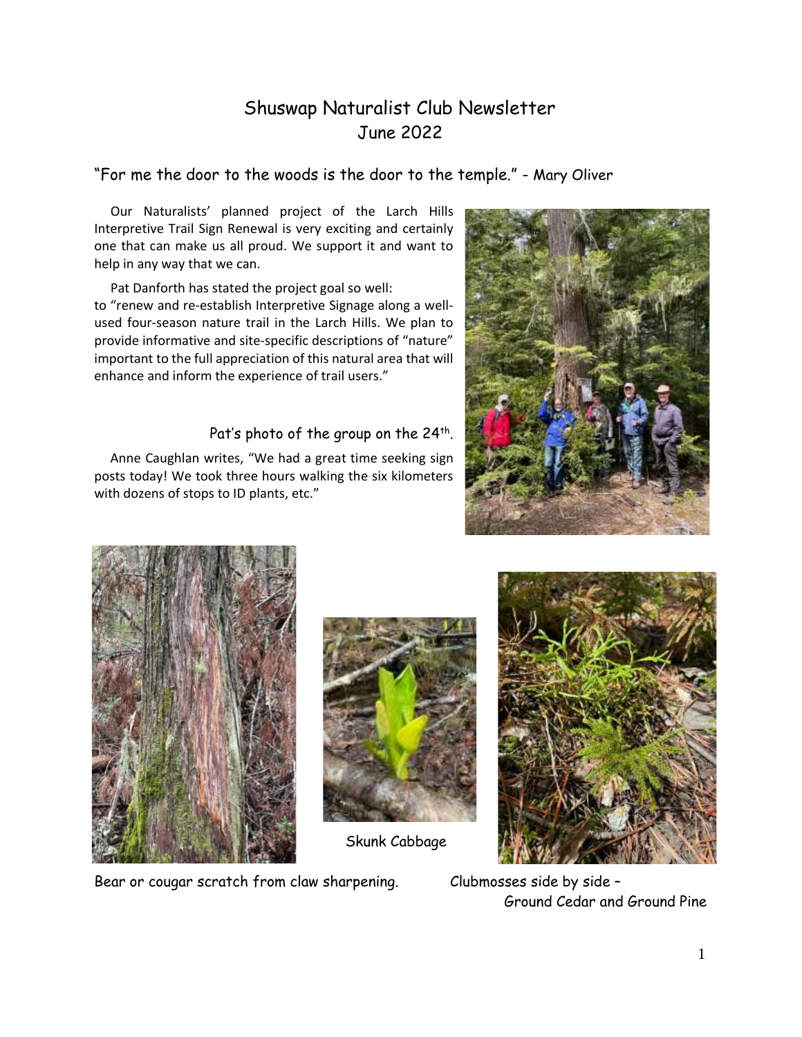# Shuswap Naturalist Club Newsletter
## June 2022

"For me the door to the woods is the door to the temple." - Mary Oliver

Our Naturalists' planned project of the Larch Hills Interpretive Trail Sign Renewal is very exciting and certainly one that can make us all proud. We support it and want to help in any way that we can.

Pat Danforth has stated the project goal so well: to "renew and re-establish Interpretive Signage along a well-used four-season nature trail in the Larch Hills. We plan to provide informative and site-specific descriptions of "nature" important to the full appreciation of this natural area that will enhance and inform the experience of trail users."

Pat's photo of the group on the 24th.

Anne Caughlan writes, "We had a great time seeking sign posts today! We took three hours walking the six kilometers with dozens of stops to ID plants, etc."

Skunk Cabbage

Bear or cougar scratch from claw sharpening.

Clubmosses side by side – Ground Cedar and Ground Pine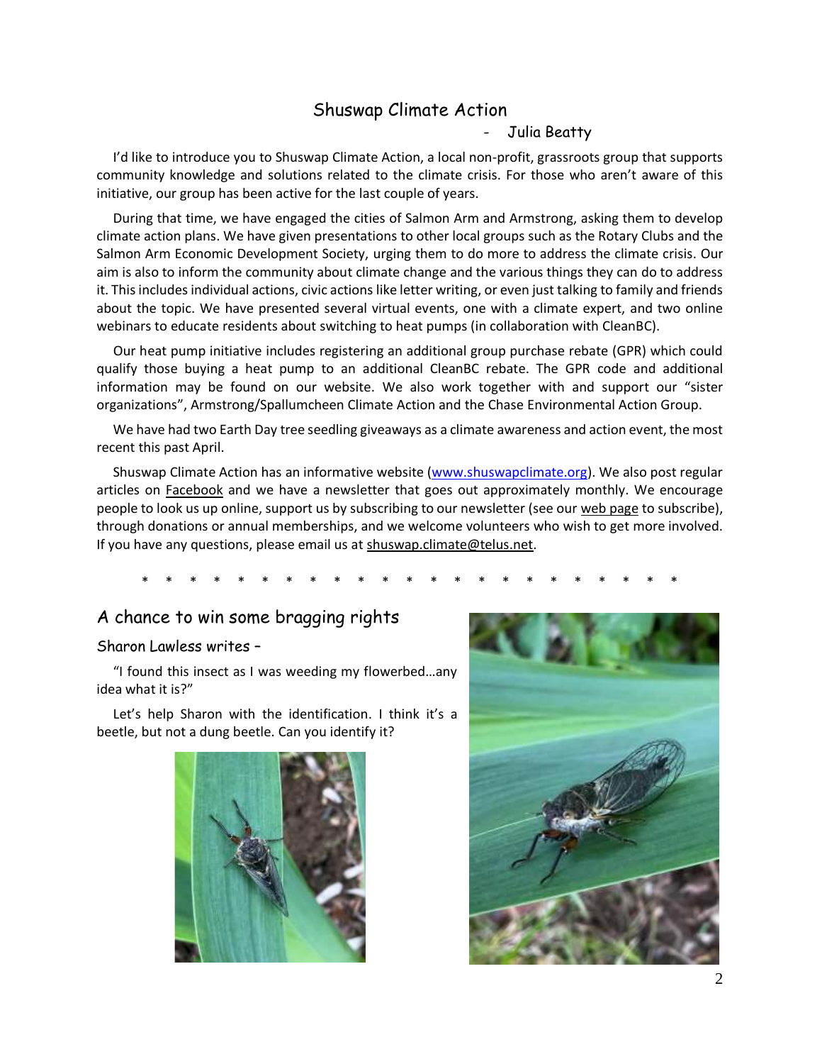## Shuswap Climate Action

- Julia Beatty

I'd like to introduce you to Shuswap Climate Action, a local non-profit, grassroots group that supports community knowledge and solutions related to the climate crisis. For those who aren't aware of this initiative, our group has been active for the last couple of years.

During that time, we have engaged the cities of Salmon Arm and Armstrong, asking them to develop climate action plans. We have given presentations to other local groups such as the Rotary Clubs and the Salmon Arm Economic Development Society, urging them to do more to address the climate crisis. Our aim is also to inform the community about climate change and the various things they can do to address it. This includes individual actions, civic actions like letter writing, or even just talking to family and friends about the topic. We have presented several virtual events, one with a climate expert, and two online webinars to educate residents about switching to heat pumps (in collaboration with CleanBC).

Our heat pump initiative includes registering an additional group purchase rebate (GPR) which could qualify those buying a heat pump to an additional CleanBC rebate. The GPR code and additional information may be found on our website. We also work together with and support our "sister organizations", Armstrong/Spallumcheen Climate Action and the Chase Environmental Action Group.

We have had two Earth Day tree seedling giveaways as a climate awareness and action event, the most recent this past April.

Shuswap Climate Action has an informative website (www.shuswapclimate.org). We also post regular articles on Facebook and we have a newsletter that goes out approximately monthly. We encourage people to look us up online, support us by subscribing to our newsletter (see our web page to subscribe), through donations or annual memberships, and we welcome volunteers who wish to get more involved. If you have any questions, please email us at shuswap.climate@telus.net.

* * * * * * * * * * * * * * * * * * * * * * *

## A chance to win some bragging rights

### Sharon Lawless writes –

"I found this insect as I was weeding my flowerbed…any idea what it is?"

Let's help Sharon with the identification. I think it's a beetle, but not a dung beetle. Can you identify it?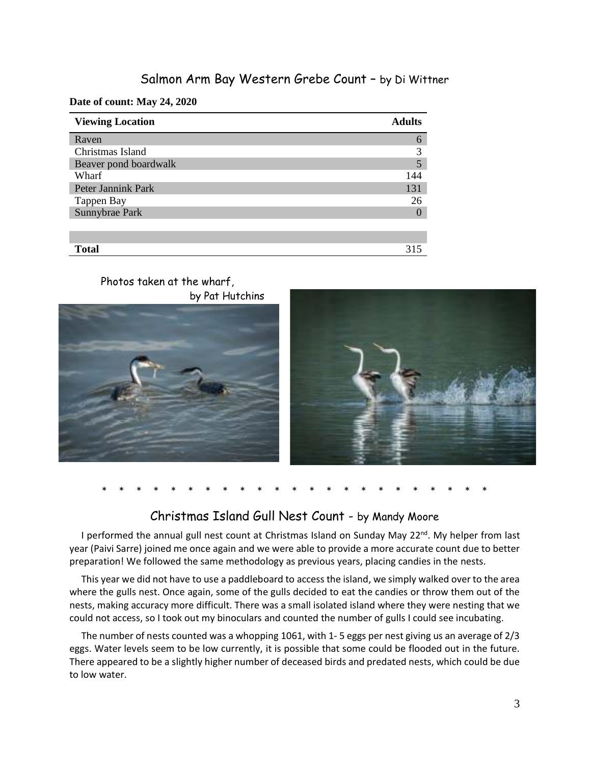## Salmon Arm Bay Western Grebe Count – by Di Wittner

**Date of count: May 24, 2020**

| Viewing Location | Adults |
|---|---|
| Raven | 6 |
| Christmas Island | 3 |
| Beaver pond boardwalk | 5 |
| Wharf | 144 |
| Peter Jannink Park | 131 |
| Tappen Bay | 26 |
| Sunnybrae Park | 0 |
| | |
| | |
| **Total** | 315 |

Photos taken at the wharf, by Pat Hutchins

\* \* \* \* \* \* \* \* \* \* \* \* \* \* \* \* \* \* \* \* \* \* \* \*

## Christmas Island Gull Nest Count - by Mandy Moore

I performed the annual gull nest count at Christmas Island on Sunday May 22nd. My helper from last year (Paivi Sarre) joined me once again and we were able to provide a more accurate count due to better preparation! We followed the same methodology as previous years, placing candies in the nests.

This year we did not have to use a paddleboard to access the island, we simply walked over to the area where the gulls nest. Once again, some of the gulls decided to eat the candies or throw them out of the nests, making accuracy more difficult. There was a small isolated island where they were nesting that we could not access, so I took out my binoculars and counted the number of gulls I could see incubating.

The number of nests counted was a whopping 1061, with 1- 5 eggs per nest giving us an average of 2/3 eggs. Water levels seem to be low currently, it is possible that some could be flooded out in the future. There appeared to be a slightly higher number of deceased birds and predated nests, which could be due to low water.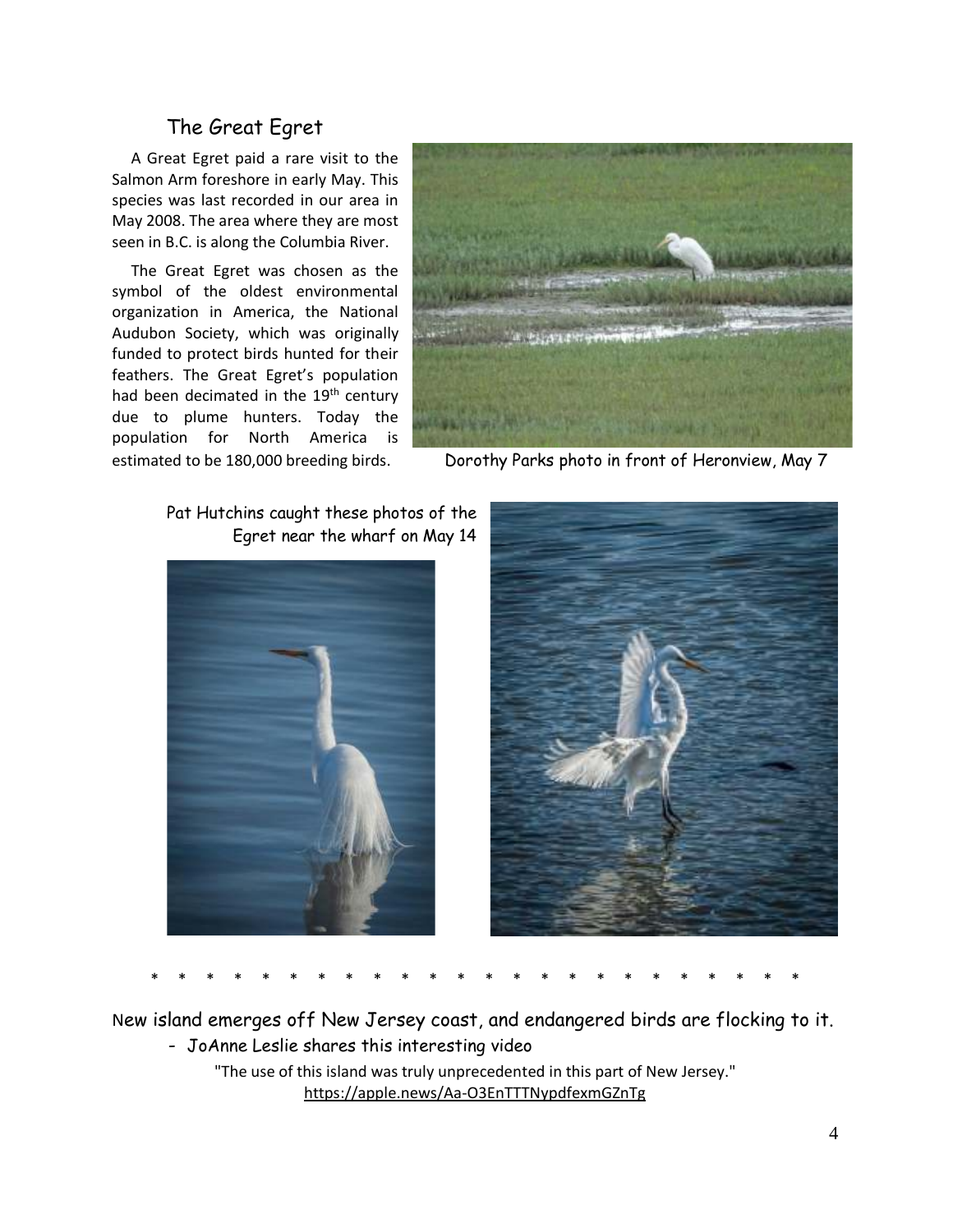## The Great Egret

A Great Egret paid a rare visit to the Salmon Arm foreshore in early May. This species was last recorded in our area in May 2008. The area where they are most seen in B.C. is along the Columbia River.

The Great Egret was chosen as the symbol of the oldest environmental organization in America, the National Audubon Society, which was originally funded to protect birds hunted for their feathers. The Great Egret's population had been decimated in the 19th century due to plume hunters. Today the population for North America is estimated to be 180,000 breeding birds.

Dorothy Parks photo in front of Heronview, May 7

Pat Hutchins caught these photos of the Egret near the wharf on May 14

* * * * * * * * * * * * * * * * * * * * * * * *

New island emerges off New Jersey coast, and endangered birds are flocking to it.

- JoAnne Leslie shares this interesting video

"The use of this island was truly unprecedented in this part of New Jersey."
https://apple.news/Aa-O3EnTTTNypdfexmGZnTg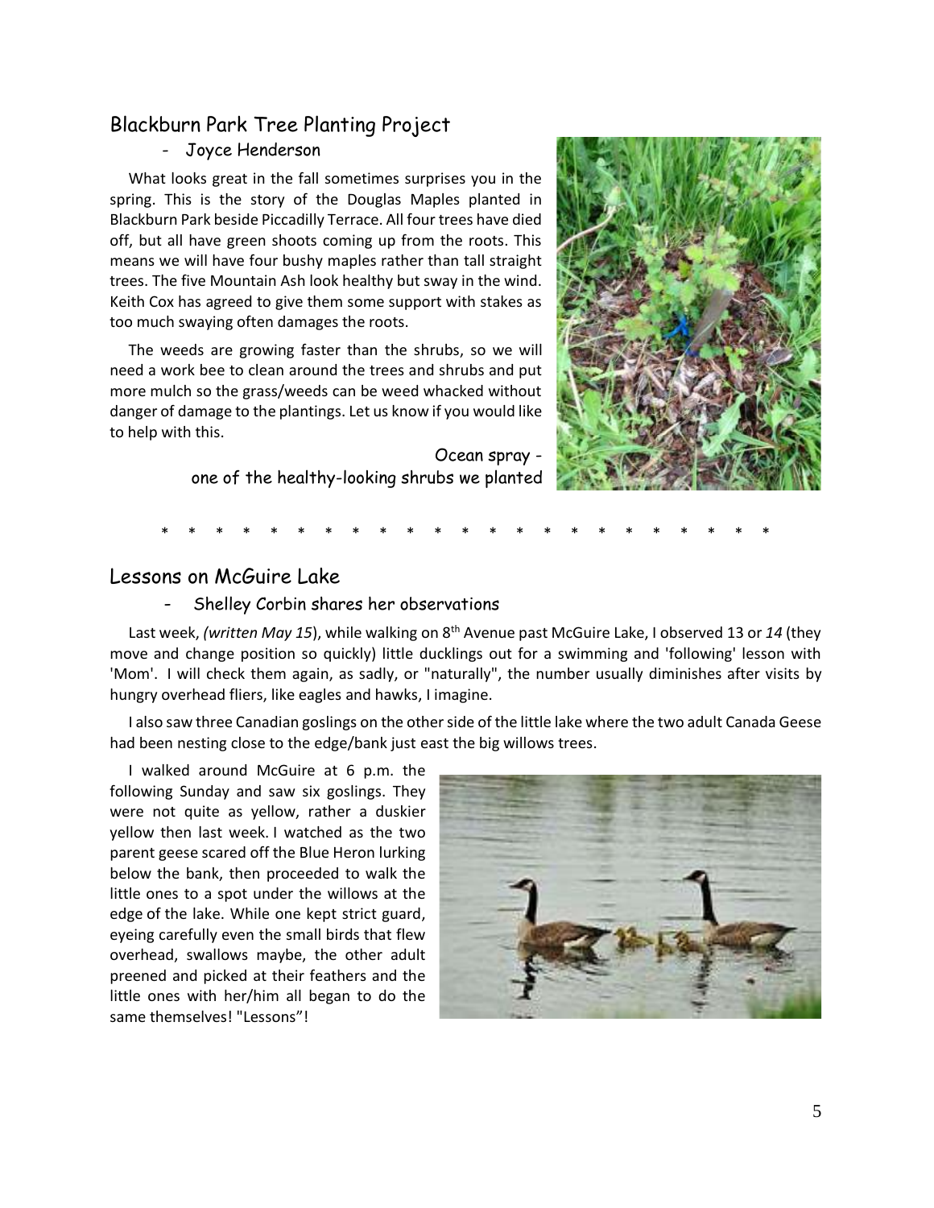## Blackburn Park Tree Planting Project

- Joyce Henderson

What looks great in the fall sometimes surprises you in the spring. This is the story of the Douglas Maples planted in Blackburn Park beside Piccadilly Terrace. All four trees have died off, but all have green shoots coming up from the roots. This means we will have four bushy maples rather than tall straight trees. The five Mountain Ash look healthy but sway in the wind. Keith Cox has agreed to give them some support with stakes as too much swaying often damages the roots.

The weeds are growing faster than the shrubs, so we will need a work bee to clean around the trees and shrubs and put more mulch so the grass/weeds can be weed whacked without danger of damage to the plantings. Let us know if you would like to help with this.

Ocean spray - one of the healthy-looking shrubs we planted

* * * * * * * * * * * * * * * * * * * * * * *

## Lessons on McGuire Lake

- Shelley Corbin shares her observations

Last week, *(written May 15*), while walking on 8th Avenue past McGuire Lake, I observed 13 or *14* (they move and change position so quickly) little ducklings out for a swimming and 'following' lesson with 'Mom'. I will check them again, as sadly, or "naturally", the number usually diminishes after visits by hungry overhead fliers, like eagles and hawks, I imagine.

I also saw three Canadian goslings on the other side of the little lake where the two adult Canada Geese had been nesting close to the edge/bank just east the big willows trees.

I walked around McGuire at 6 p.m. the following Sunday and saw six goslings. They were not quite as yellow, rather a duskier yellow then last week. I watched as the two parent geese scared off the Blue Heron lurking below the bank, then proceeded to walk the little ones to a spot under the willows at the edge of the lake. While one kept strict guard, eyeing carefully even the small birds that flew overhead, swallows maybe, the other adult preened and picked at their feathers and the little ones with her/him all began to do the same themselves! "Lessons"!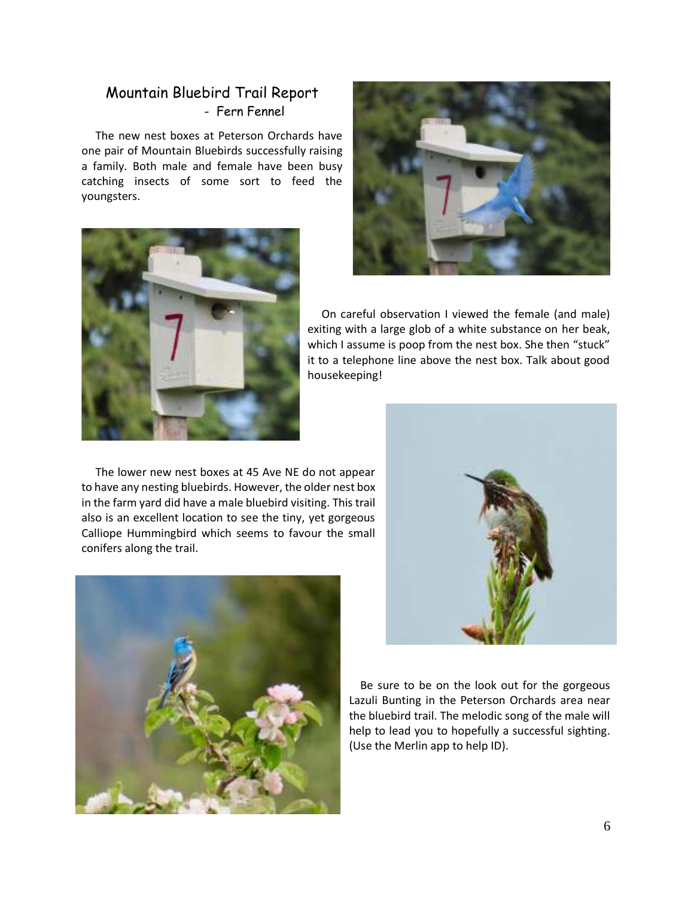## Mountain Bluebird Trail Report

- Fern Fennel

The new nest boxes at Peterson Orchards have one pair of Mountain Bluebirds successfully raising a family. Both male and female have been busy catching insects of some sort to feed the youngsters.

On careful observation I viewed the female (and male) exiting with a large glob of a white substance on her beak, which I assume is poop from the nest box. She then "stuck" it to a telephone line above the nest box. Talk about good housekeeping!

The lower new nest boxes at 45 Ave NE do not appear to have any nesting bluebirds. However, the older nest box in the farm yard did have a male bluebird visiting. This trail also is an excellent location to see the tiny, yet gorgeous Calliope Hummingbird which seems to favour the small conifers along the trail.

Be sure to be on the look out for the gorgeous Lazuli Bunting in the Peterson Orchards area near the bluebird trail. The melodic song of the male will help to lead you to hopefully a successful sighting. (Use the Merlin app to help ID).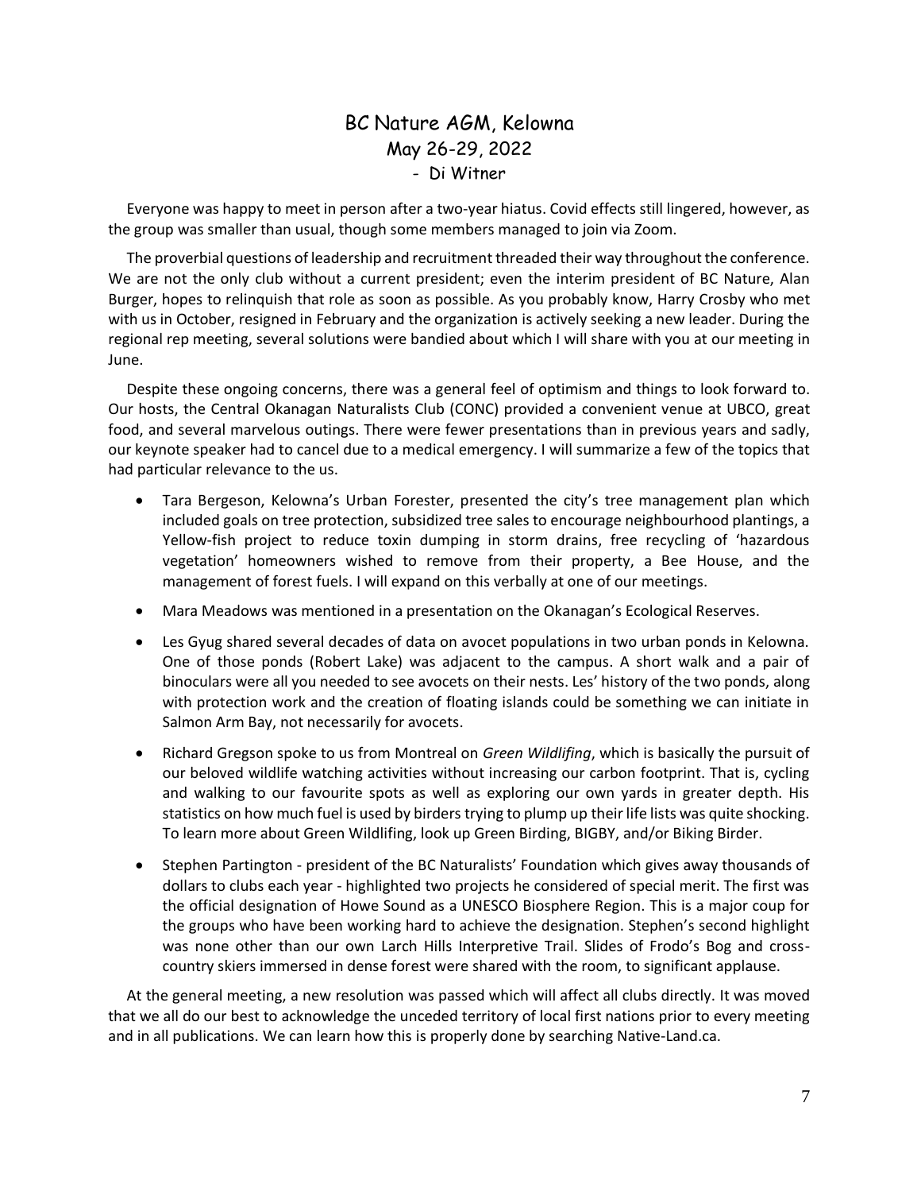# BC Nature AGM, Kelowna
## May 26-29, 2022
### - Di Witner

Everyone was happy to meet in person after a two-year hiatus. Covid effects still lingered, however, as the group was smaller than usual, though some members managed to join via Zoom.

The proverbial questions of leadership and recruitment threaded their way throughout the conference. We are not the only club without a current president; even the interim president of BC Nature, Alan Burger, hopes to relinquish that role as soon as possible. As you probably know, Harry Crosby who met with us in October, resigned in February and the organization is actively seeking a new leader. During the regional rep meeting, several solutions were bandied about which I will share with you at our meeting in June.

Despite these ongoing concerns, there was a general feel of optimism and things to look forward to. Our hosts, the Central Okanagan Naturalists Club (CONC) provided a convenient venue at UBCO, great food, and several marvelous outings. There were fewer presentations than in previous years and sadly, our keynote speaker had to cancel due to a medical emergency. I will summarize a few of the topics that had particular relevance to the us.

- Tara Bergeson, Kelowna's Urban Forester, presented the city's tree management plan which included goals on tree protection, subsidized tree sales to encourage neighbourhood plantings, a Yellow-fish project to reduce toxin dumping in storm drains, free recycling of 'hazardous vegetation' homeowners wished to remove from their property, a Bee House, and the management of forest fuels. I will expand on this verbally at one of our meetings.
- Mara Meadows was mentioned in a presentation on the Okanagan's Ecological Reserves.
- Les Gyug shared several decades of data on avocet populations in two urban ponds in Kelowna. One of those ponds (Robert Lake) was adjacent to the campus. A short walk and a pair of binoculars were all you needed to see avocets on their nests. Les' history of the two ponds, along with protection work and the creation of floating islands could be something we can initiate in Salmon Arm Bay, not necessarily for avocets.
- Richard Gregson spoke to us from Montreal on *Green Wildlifing*, which is basically the pursuit of our beloved wildlife watching activities without increasing our carbon footprint. That is, cycling and walking to our favourite spots as well as exploring our own yards in greater depth. His statistics on how much fuel is used by birders trying to plump up their life lists was quite shocking. To learn more about Green Wildlifing, look up Green Birding, BIGBY, and/or Biking Birder.
- Stephen Partington - president of the BC Naturalists' Foundation which gives away thousands of dollars to clubs each year - highlighted two projects he considered of special merit. The first was the official designation of Howe Sound as a UNESCO Biosphere Region. This is a major coup for the groups who have been working hard to achieve the designation. Stephen's second highlight was none other than our own Larch Hills Interpretive Trail. Slides of Frodo's Bog and cross-country skiers immersed in dense forest were shared with the room, to significant applause.

At the general meeting, a new resolution was passed which will affect all clubs directly. It was moved that we all do our best to acknowledge the unceded territory of local first nations prior to every meeting and in all publications. We can learn how this is properly done by searching Native-Land.ca.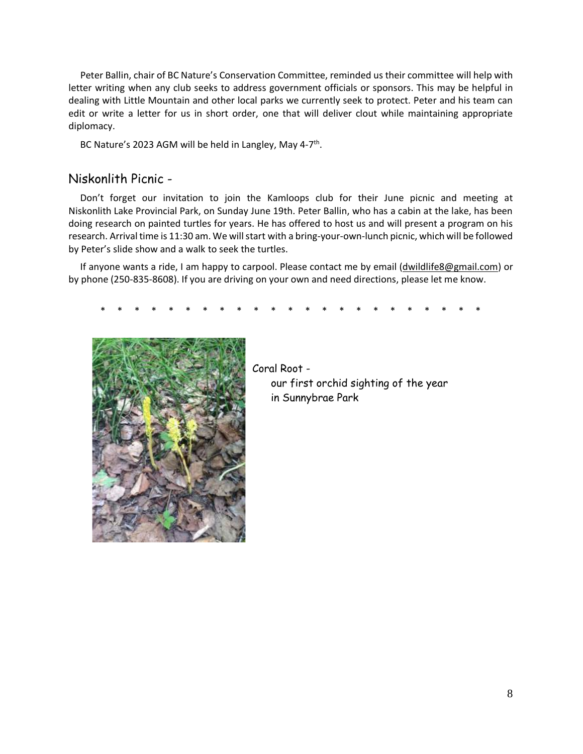Peter Ballin, chair of BC Nature's Conservation Committee, reminded us their committee will help with letter writing when any club seeks to address government officials or sponsors. This may be helpful in dealing with Little Mountain and other local parks we currently seek to protect. Peter and his team can edit or write a letter for us in short order, one that will deliver clout while maintaining appropriate diplomacy.

BC Nature's 2023 AGM will be held in Langley, May 4-7th.

## Niskonlith Picnic -

Don't forget our invitation to join the Kamloops club for their June picnic and meeting at Niskonlith Lake Provincial Park, on Sunday June 19th. Peter Ballin, who has a cabin at the lake, has been doing research on painted turtles for years. He has offered to host us and will present a program on his research. Arrival time is 11:30 am. We will start with a bring-your-own-lunch picnic, which will be followed by Peter's slide show and a walk to seek the turtles.

If anyone wants a ride, I am happy to carpool. Please contact me by email (dwildlife8@gmail.com) or by phone (250-835-8608). If you are driving on your own and need directions, please let me know.

* * * * * * * * * * * * * * * * * * * * * * * *

Coral Root -
our first orchid sighting of the year
in Sunnybrae Park